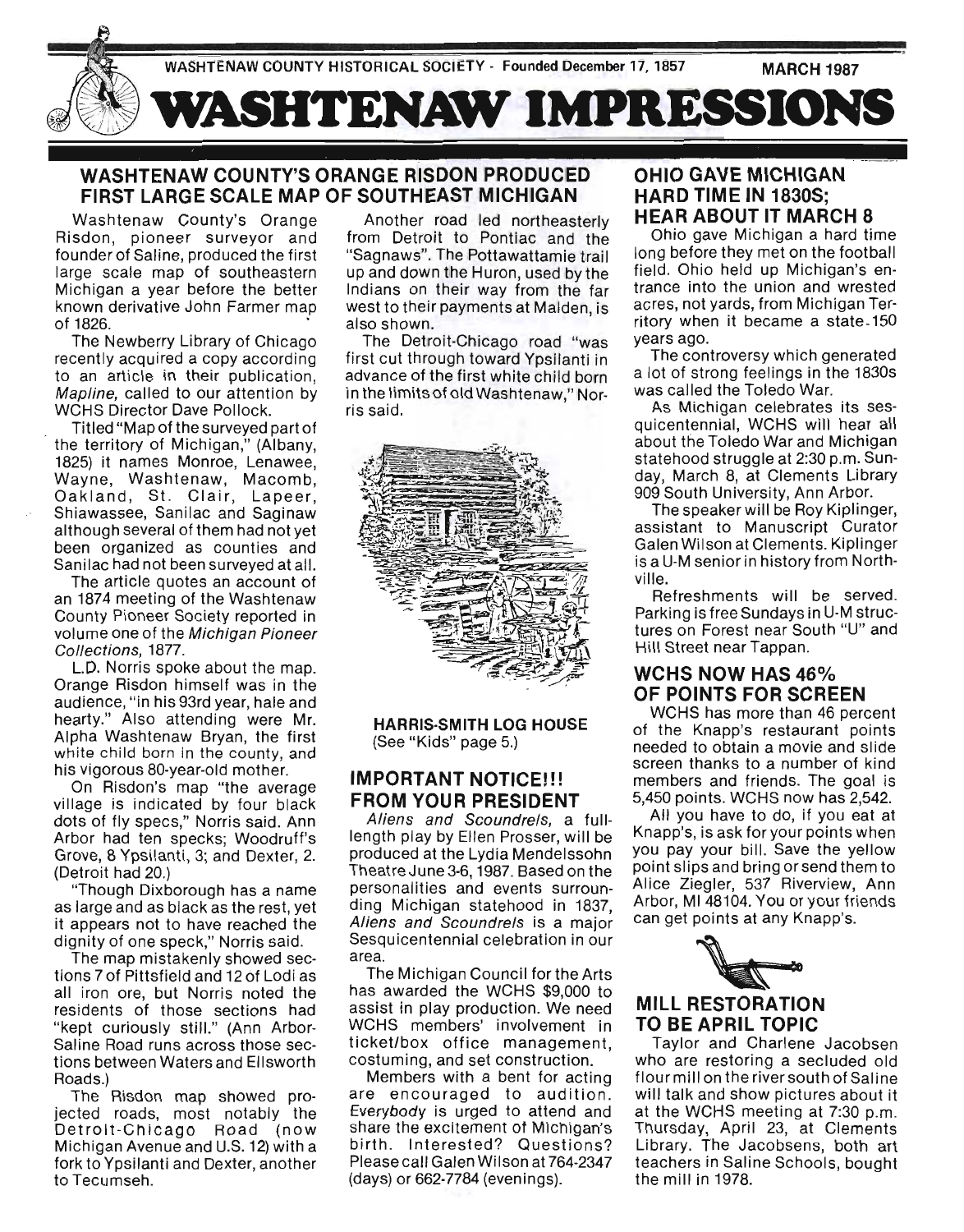WASHTENAW COUNTY HISTORICAL SOCIETY - Founded December 17, 1857 MARCH 1987

# WASHTENAW IMPRESSIONS

## WASHTENAW COUNTY'S ORANGE RISDON PRODUCED FIRST LARGE SCALE MAP OF SOUTHEAST MICHIGAN

Washtenaw County's Orange Risdon, pioneer surveyor and founder of Saline, produced the first large scale map of southeastern Michigan a year before the better known derivative John Farmer map of 1826.

The Newberry Library of Chicago recently acquired a copy according to an article in their publication, *Mapline,* called to our attention by WCHS Director Dave Pollock.

Titled "Map of the surveyed part of the territory of Michigan," (Albany, 1825) it names Monroe, Lenawee, Wayne, Washtenaw, Macomb, Oakland, St. Clair, Lapeer, Shiawassee, Sanilac and Saginaw although several of them had not yet been organized as counties and Sanilac had not been surveyed at all.

The article quotes an account of an 1874 meeting of the Washtenaw County Pioneer Society reported in volume one of the *Michigan Pioneer Collections,* 1877.

L.D. Norris spoke about the map. Orange Risdon himself was in the audience, "in his 93rd year, hale and hearty." Also attending were Mr. Alpha Washtenaw Bryan, the first white child born in the county, and his vigorous 80-year-old mother.

On Risdon's map "the average village is indicated by four black dots of fly specs," Norris said. Ann Arbor had ten specks; Woodruff's Grove, 8 Ypsilanti, 3; and Dexter, 2. (Detroit had 20.)

"Though Dixborough has a name as large and as black as the rest, yet it appears not to have reached the dignity of one speck," Norris said.

The map mistakenly showed sections 7 of Pittsfield and 12 of Lodi as all iron ore, but Norris noted the residents of those sections had "kept curiously still." (Ann Arbor-Saline Road runs across those sections between Waters and Ellsworth Roads.)

The Risdon map showed projected roads, most notably the Detroit-Chicago Road (now Michigan Avenue and U.S. 12) with a fork to Ypsilanti and Dexter, another to Tecumseh.

Another road led northeasterly from Detroit to Pontiac and the "Sagnaws". The Pottawattamie trail up and down the Huron, used by the Indians on their way from the far west to their payments at Malden, is also shown.

The Detroit-Chicago road "was first cut through toward Ypsilanti in advance of the first white child born in the limits of old Washtenaw," Norris said.

**HARRIS-SMITH LOG HOUSE**
(See "Kids" page 5.)

## IMPORTANT NOTICE!!! FROM YOUR PRESIDENT

*Aliens and Scoundrels,* a full-length play by Ellen Prosser, will be produced at the Lydia Mendelssohn Theatre June 3-6, 1987. Based on the personalities and events surrounding Michigan statehood in 1837, *Aliens and Scoundrels* is a major Sesquicentennial celebration in our area.

The Michigan Council for the Arts has awarded the WCHS $9,000 to assist in play production. We need WCHS members' involvement in ticket/box office management, costuming, and set construction.

Members with a bent for acting are encouraged to audition. *Everybody* is urged to attend and share the excitement of Michigan's birth. Interested? Questions? Please call Galen Wilson at 764-2347 (days) or 662-7784 (evenings).

## OHIO GAVE MICHIGAN HARD TIME IN 1830S; HEAR ABOUT IT MARCH 8

Ohio gave Michigan a hard time long before they met on the football field. Ohio held up Michigan's entrance into the union and wrested acres, not yards, from Michigan Territory when it became a state 150 years ago.

The controversy which generated a lot of strong feelings in the 1830s was called the Toledo War.

As Michigan celebrates its sesquicentennial, WCHS will hear all about the Toledo War and Michigan statehood struggle at 2:30 p.m. Sunday, March 8, at Clements Library 909 South University, Ann Arbor.

The speaker will be Roy Kiplinger, assistant to Manuscript Curator Galen Wilson at Clements. Kiplinger is a U-M senior in history from Northville.

Refreshments will be served. Parking is free Sundays in U-M structures on Forest near South "U" and Hill Street near Tappan.

## WCHS NOW HAS 46% OF POINTS FOR SCREEN

WCHS has more than 46 percent of the Knapp's restaurant points needed to obtain a movie and slide screen thanks to a number of kind members and friends. The goal is 5,450 points. WCHS now has 2,542.

All you have to do, if you eat at Knapp's, is ask for your points when you pay your bill. Save the yellow point slips and bring or send them to Alice Ziegler, 537 Riverview, Ann Arbor, MI 48104. You or your friends can get points at any Knapp's.

## MILL RESTORATION TO BE APRIL TOPIC

Taylor and Charlene Jacobsen who are restoring a secluded old flour mill on the river south of Saline will talk and show pictures about it at the WCHS meeting at 7:30 p.m. Thursday, April 23, at Clements Library. The Jacobsens, both art teachers in Saline Schools, bought the mill in 1978.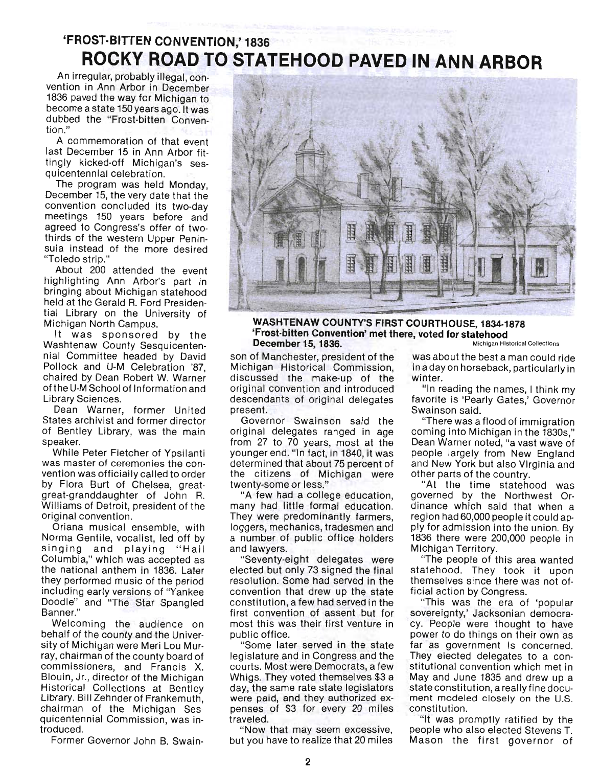## 'FROST-BITTEN CONVENTION,' 1836

# ROCKY ROAD TO STATEHOOD PAVED IN ANN ARBOR

An irregular, probably illegal, convention in Ann Arbor in December 1836 paved the way for Michigan to become a state 150 years ago. It was dubbed the "Frost-bitten Convention."

A commemoration of that event last December 15 in Ann Arbor fittingly kicked-off Michigan's sesquicentennial celebration.

The program was held Monday, December 15, the very date that the convention concluded its two-day meetings 150 years before and agreed to Congress's offer of two-thirds of the western Upper Peninsula instead of the more desired "Toledo strip."

About 200 attended the event highlighting Ann Arbor's part in bringing about Michigan statehood held at the Gerald R. Ford Presidential Library on the University of Michigan North Campus.

It was sponsored by the Washtenaw County Sesquicentennial Committee headed by David Pollock and U-M Celebration '87, chaired by Dean Robert W. Warner of the U-M School of Information and Library Sciences.

Dean Warner, former United States archivist and former director of Bentley Library, was the main speaker.

While Peter Fletcher of Ypsilanti was master of ceremonies the convention was officially called to order by Flora Burt of Chelsea, great-great-granddaughter of John R. Williams of Detroit, president of the original convention.

Oriana musical ensemble, with Norma Gentile, vocalist, led off by singing and playing "Hail Columbia," which was accepted as the national anthem in 1836. Later they performed music of the period including early versions of "Yankee Doodle" and "The Star Spangled Banner."

Welcoming the audience on behalf of the county and the University of Michigan were Meri Lou Murray, chairman of the county board of commissioners, and Francis X. Blouin, Jr., director of the Michigan Historical Collections at Bentley Library. Bill Zehnder of Frankemuth, chairman of the Michigan Sesquicentennial Commission, was introduced.

**WASHTENAW COUNTY'S FIRST COURTHOUSE, 1834-1878**
**'Frost-bitten Convention' met there, voted for statehood December 15, 1836.**
Michigan Historical Collections

Former Governor John B. Swainson of Manchester, president of the Michigan Historical Commission, discussed the make-up of the original convention and introduced descendants of original delegates present.

Governor Swainson said the original delegates ranged in age from 27 to 70 years, most at the younger end. "In fact, in 1840, it was determined that about 75 percent of the citizens of Michigan were twenty-some or less."

"A few had a college education, many had little formal education. They were predominantly farmers, loggers, mechanics, tradesmen and a number of public office holders and lawyers.

"Seventy-eight delegates were elected but only 73 signed the final resolution. Some had served in the convention that drew up the state constitution, a few had served in the first convention of assent but for most this was their first venture in public office.

"Some later served in the state legislature and in Congress and the courts. Most were Democrats, a few Whigs. They voted themselves $3 a day, the same rate state legislators were paid, and they authorized expenses of $3 for every 20 miles traveled.

"Now that may seem excessive, but you have to realize that 20 miles was about the best a man could ride in a day on horseback, particularly in winter.

"In reading the names, I think my favorite is 'Pearly Gates,' Governor Swainson said.

"There was a flood of immigration coming into Michigan in the 1830s," Dean Warner noted, "a vast wave of people largely from New England and New York but also Virginia and other parts of the country.

"At the time statehood was governed by the Northwest Ordinance which said that when a region had 60,000 people it could apply for admission into the union. By 1836 there were 200,000 people in Michigan Territory.

"The people of this area wanted statehood. They took it upon themselves since there was not official action by Congress.

"This was the era of 'popular sovereignty,' Jacksonian democracy. People were thought to have power to do things on their own as far as government is concerned. They elected delegates to a constitutional convention which met in May and June 1835 and drew up a state constitution, a really fine document modeled closely on the U.S. constitution.

"It was promptly ratified by the people who also elected Stevens T. Mason the first governor of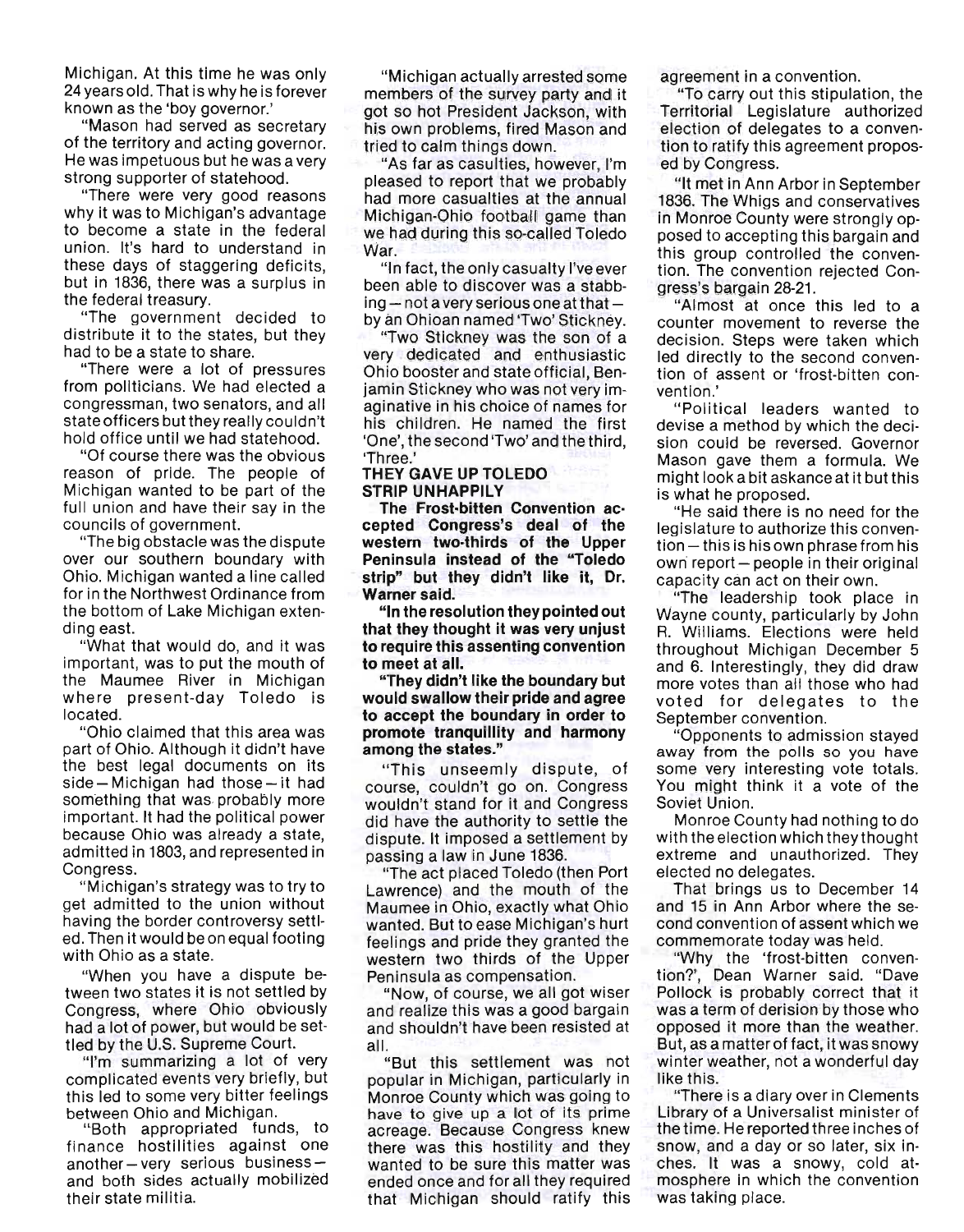Michigan. At this time he was only 24 years old. That is why he is forever known as the 'boy governor.'

"Mason had served as secretary of the territory and acting governor. He was impetuous but he was a very strong supporter of statehood.

"There were very good reasons why it was to Michigan's advantage to become a state in the federal union. It's hard to understand in these days of staggering deficits, but in 1836, there was a surplus in the federal treasury.

"The government decided to distribute it to the states, but they had to be a state to share.

"There were a lot of pressures from politicians. We had elected a congressman, two senators, and all state officers but they really couldn't hold office until we had statehood.

"Of course there was the obvious reason of pride. The people of Michigan wanted to be part of the full union and have their say in the councils of government.

"The big obstacle was the dispute over our southern boundary with Ohio. Michigan wanted a line called for in the Northwest Ordinance from the bottom of Lake Michigan extending east.

"What that would do, and it was important, was to put the mouth of the Maumee River in Michigan where present-day Toledo is located.

"Ohio claimed that this area was part of Ohio. Although it didn't have the best legal documents on its side—Michigan had those—it had something that was probably more important. It had the political power because Ohio was already a state, admitted in 1803, and represented in Congress.

"Michigan's strategy was to try to get admitted to the union without having the border controversy settled. Then it would be on equal footing with Ohio as a state.

"When you have a dispute between two states it is not settled by Congress, where Ohio obviously had a lot of power, but would be settled by the U.S. Supreme Court.

"I'm summarizing a lot of very complicated events very briefly, but this led to some very bitter feelings between Ohio and Michigan.

"Both appropriated funds, to finance hostilities against one another—very serious business—and both sides actually mobilized their state militia.

"Michigan actually arrested some members of the survey party and it got so hot President Jackson, with his own problems, fired Mason and tried to calm things down.

"As far as casulties, however, I'm pleased to report that we probably had more casualties at the annual Michigan-Ohio football game than we had during this so-called Toledo War.

"In fact, the only casualty I've ever been able to discover was a stabbing—not a very serious one at that—by an Ohioan named 'Two' Stickney.

"Two Stickney was the son of a very dedicated and enthusiastic Ohio booster and state official, Benjamin Stickney who was not very imaginative in his choice of names for his children. He named the first 'One', the second 'Two' and the third, 'Three.'

**THEY GAVE UP TOLEDO STRIP UNHAPPILY**

**The Frost-bitten Convention accepted Congress's deal of the western two-thirds of the Upper Peninsula instead of the "Toledo strip" but they didn't like it, Dr. Warner said.**

**"In the resolution they pointed out that they thought it was very unjust to require this assenting convention to meet at all.**

**"They didn't like the boundary but would swallow their pride and agree to accept the boundary in order to promote tranquillity and harmony among the states."**

"This unseemly dispute, of course, couldn't go on. Congress wouldn't stand for it and Congress did have the authority to settle the dispute. It imposed a settlement by passing a law in June 1836.

"The act placed Toledo (then Port Lawrence) and the mouth of the Maumee in Ohio, exactly what Ohio wanted. But to ease Michigan's hurt feelings and pride they granted the western two thirds of the Upper Peninsula as compensation.

"Now, of course, we all got wiser and realize this was a good bargain and shouldn't have been resisted at all.

"But this settlement was not popular in Michigan, particularly in Monroe County which was going to have to give up a lot of its prime acreage. Because Congress knew there was this hostility and they wanted to be sure this matter was ended once and for all they required that Michigan should ratify this agreement in a convention.

"To carry out this stipulation, the Territorial Legislature authorized election of delegates to a convention to ratify this agreement proposed by Congress.

"It met in Ann Arbor in September 1836. The Whigs and conservatives in Monroe County were strongly opposed to accepting this bargain and this group controlled the convention. The convention rejected Congress's bargain 28-21.

"Almost at once this led to a counter movement to reverse the decision. Steps were taken which led directly to the second convention of assent or 'frost-bitten convention.'

"Political leaders wanted to devise a method by which the decision could be reversed. Governor Mason gave them a formula. We might look a bit askance at it but this is what he proposed.

"He said there is no need for the legislature to authorize this convention—this is his own phrase from his own report—people in their original capacity can act on their own.

"The leadership took place in Wayne county, particularly by John R. Williams. Elections were held throughout Michigan December 5 and 6. Interestingly, they did draw more votes than all those who had voted for delegates to the September convention.

"Opponents to admission stayed away from the polls so you have some very interesting vote totals. You might think it a vote of the Soviet Union.

Monroe County had nothing to do with the election which they thought extreme and unauthorized. They elected no delegates.

That brings us to December 14 and 15 in Ann Arbor where the second convention of assent which we commemorate today was held.

"Why the 'frost-bitten convention?', Dean Warner said. "Dave Pollock is probably correct that it was a term of derision by those who opposed it more than the weather. But, as a matter of fact, it was snowy winter weather, not a wonderful day like this.

"There is a diary over in Clements Library of a Universalist minister of the time. He reported three inches of snow, and a day or so later, six inches. It was a snowy, cold atmosphere in which the convention was taking place.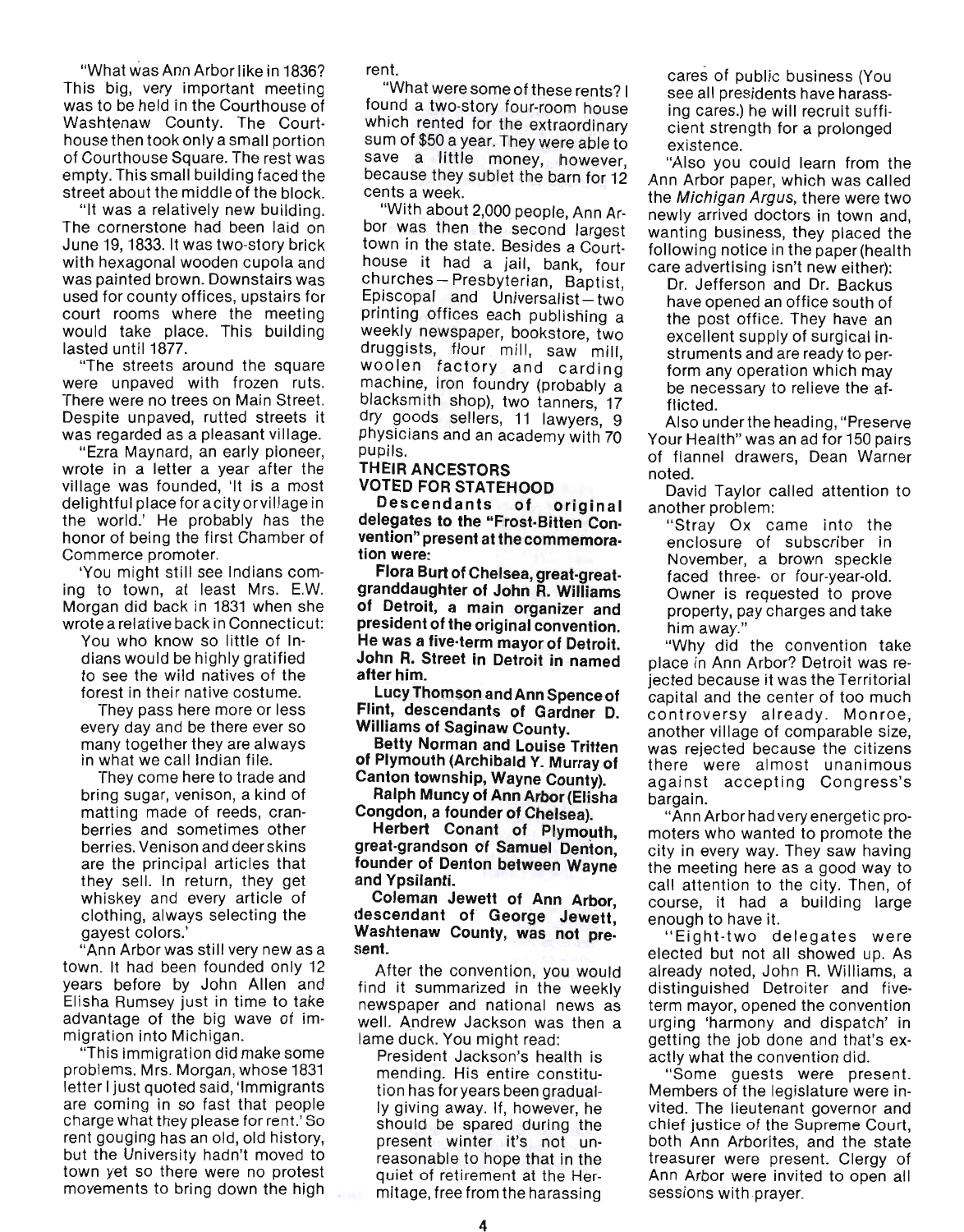"What was Ann Arbor like in 1836? This big, very important meeting was to be held in the Courthouse of Washtenaw County. The Courthouse then took only a small portion of Courthouse Square. The rest was empty. This small building faced the street about the middle of the block.

"It was a relatively new building. The cornerstone had been laid on June 19, 1833. It was two-story brick with hexagonal wooden cupola and was painted brown. Downstairs was used for county offices, upstairs for court rooms where the meeting would take place. This building lasted until 1877.

"The streets around the square were unpaved with frozen ruts. There were no trees on Main Street. Despite unpaved, rutted streets it was regarded as a pleasant village.

"Ezra Maynard, an early pioneer, wrote in a letter a year after the village was founded, 'It is a most delightful place for a city or village in the world.' He probably has the honor of being the first Chamber of Commerce promoter.

'You might still see Indians coming to town, at least Mrs. E.W. Morgan did back in 1831 when she wrote a relative back in Connecticut:

> You who know so little of Indians would be highly gratified to see the wild natives of the forest in their native costume.
>
> They pass here more or less every day and be there ever so many together they are always in what we call Indian file.
>
> They come here to trade and bring sugar, venison, a kind of matting made of reeds, cranberries and sometimes other berries. Venison and deer skins are the principal articles that they sell. In return, they get whiskey and every article of clothing, always selecting the gayest colors.'

"Ann Arbor was still very new as a town. It had been founded only 12 years before by John Allen and Elisha Rumsey just in time to take advantage of the big wave of immigration into Michigan.

"This immigration did make some problems. Mrs. Morgan, whose 1831 letter I just quoted said, 'Immigrants are coming in so fast that people charge what they please for rent.' So rent gouging has an old, old history, but the University hadn't moved to town yet so there were no protest movements to bring down the high rent.

"What were some of these rents? I found a two-story four-room house which rented for the extraordinary sum of $50 a year. They were able to save a little money, however, because they sublet the barn for 12 cents a week.

"With about 2,000 people, Ann Arbor was then the second largest town in the state. Besides a Courthouse it had a jail, bank, four churches – Presbyterian, Baptist, Episcopal and Universalist – two printing offices each publishing a weekly newspaper, bookstore, two druggists, flour mill, saw mill, woolen factory and carding machine, iron foundry (probably a blacksmith shop), two tanners, 17 dry goods sellers, 11 lawyers, 9 physicians and an academy with 70 pupils.

**THEIR ANCESTORS VOTED FOR STATEHOOD**

**Descendants of original delegates to the "Frost-Bitten Convention" present at the commemoration were:**

**Flora Burt of Chelsea, great-great-granddaughter of John R. Williams of Detroit, a main organizer and president of the original convention. He was a five-term mayor of Detroit. John R. Street in Detroit in named after him.**

**Lucy Thomson and Ann Spence of Flint, descendants of Gardner D. Williams of Saginaw County.**

**Betty Norman and Louise Tritten of Plymouth (Archibald Y. Murray of Canton township, Wayne County).**

**Ralph Muncy of Ann Arbor (Elisha Congdon, a founder of Chelsea).**

**Herbert Conant of Plymouth, great-grandson of Samuel Denton, founder of Denton between Wayne and Ypsilanti.**

**Coleman Jewett of Ann Arbor, descendant of George Jewett, Washtenaw County, was not present.**

After the convention, you would find it summarized in the weekly newspaper and national news as well. Andrew Jackson was then a lame duck. You might read:

> President Jackson's health is mending. His entire constitution has for years been gradually giving away. If, however, he should be spared during the present winter it's not unreasonable to hope that in the quiet of retirement at the Hermitage, free from the harassing cares of public business (You see all presidents have harassing cares.) he will recruit sufficient strength for a prolonged existence.

"Also you could learn from the Ann Arbor paper, which was called the *Michigan Argus*, there were two newly arrived doctors in town and, wanting business, they placed the following notice in the paper (health care advertising isn't new either):

> Dr. Jefferson and Dr. Backus have opened an office south of the post office. They have an excellent supply of surgical instruments and are ready to perform any operation which may be necessary to relieve the afflicted.

Also under the heading, "Preserve Your Health" was an ad for 150 pairs of flannel drawers, Dean Warner noted.

David Taylor called attention to another problem:

> "Stray Ox came into the enclosure of subscriber in November, a brown speckle faced three- or four-year-old. Owner is requested to prove property, pay charges and take him away."

"Why did the convention take place in Ann Arbor? Detroit was rejected because it was the Territorial capital and the center of too much controversy already. Monroe, another village of comparable size, was rejected because the citizens there were almost unanimous against accepting Congress's bargain.

"Ann Arbor had very energetic promoters who wanted to promote the city in every way. They saw having the meeting here as a good way to call attention to the city. Then, of course, it had a building large enough to have it.

"Eight-two delegates were elected but not all showed up. As already noted, John R. Williams, a distinguished Detroiter and five-term mayor, opened the convention urging 'harmony and dispatch' in getting the job done and that's exactly what the convention did.

"Some guests were present. Members of the legislature were invited. The lieutenant governor and chief justice of the Supreme Court, both Ann Arborites, and the state treasurer were present. Clergy of Ann Arbor were invited to open all sessions with prayer.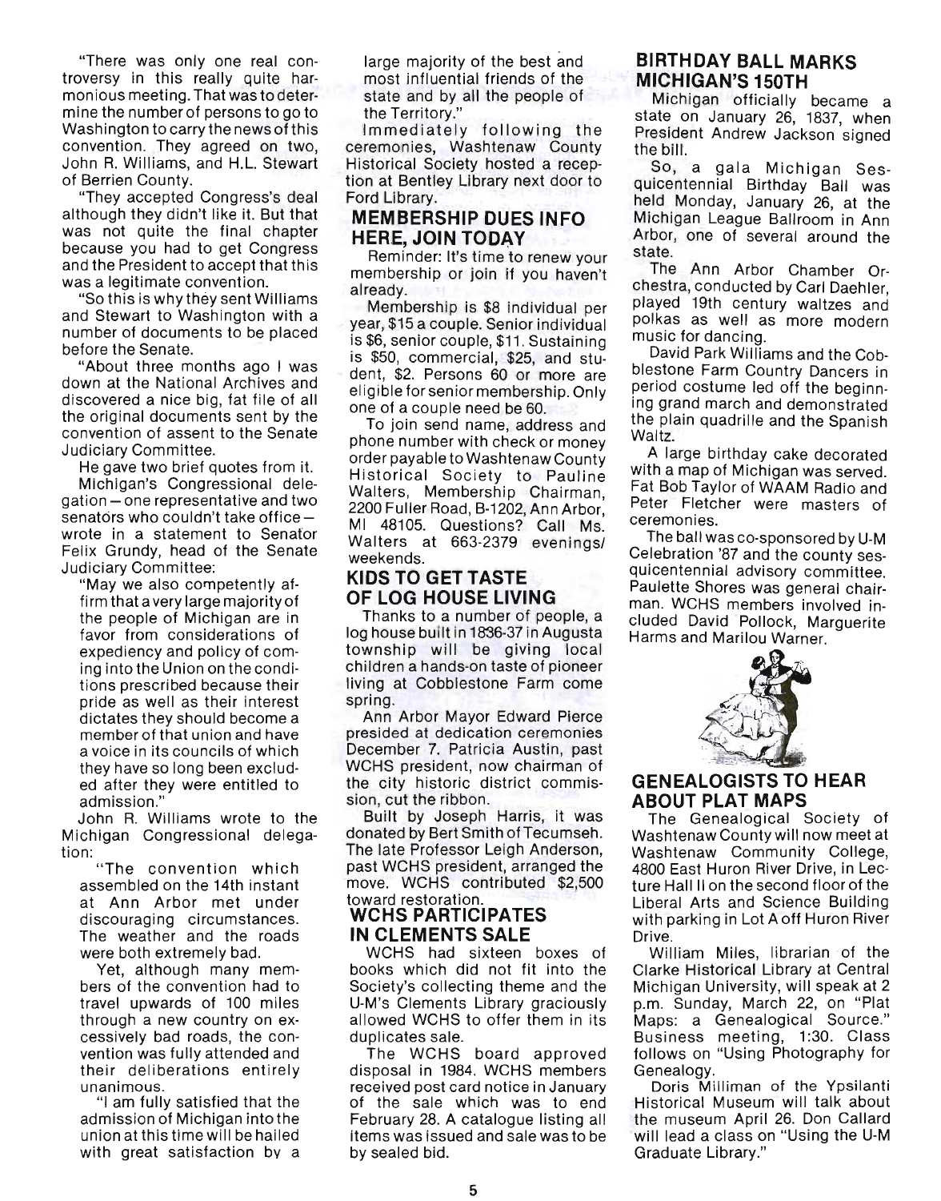"There was only one real controversy in this really quite harmonious meeting. That was to determine the number of persons to go to Washington to carry the news of this convention. They agreed on two, John R. Williams, and H.L. Stewart of Berrien County.

"They accepted Congress's deal although they didn't like it. But that was not quite the final chapter because you had to get Congress and the President to accept that this was a legitimate convention.

"So this is why they sent Williams and Stewart to Washington with a number of documents to be placed before the Senate.

"About three months ago I was down at the National Archives and discovered a nice big, fat file of all the original documents sent by the convention of assent to the Senate Judiciary Committee.

He gave two brief quotes from it.

Michigan's Congressional delegation – one representative and two senators who couldn't take office – wrote in a statement to Senator Felix Grundy, head of the Senate Judiciary Committee:

"May we also competently affirm that a very large majority of the people of Michigan are in favor from considerations of expediency and policy of coming into the Union on the conditions prescribed because their pride as well as their interest dictates they should become a member of that union and have a voice in its councils of which they have so long been excluded after they were entitled to admission."

John R. Williams wrote to the Michigan Congressional delegation:

> "The convention which assembled on the 14th instant at Ann Arbor met under discouraging circumstances. The weather and the roads were both extremely bad.
>
> Yet, although many members of the convention had to travel upwards of 100 miles through a new country on excessively bad roads, the convention was fully attended and their deliberations entirely unanimous.
>
> "I am fully satisfied that the admission of Michigan into the union at this time will be hailed with great satisfaction by a large majority of the best and most influential friends of the state and by all the people of the Territory."

Immediately following the ceremonies, Washtenaw County Historical Society hosted a reception at Bentley Library next door to Ford Library.

## MEMBERSHIP DUES INFO HERE, JOIN TODAY

Reminder: It's time to renew your membership or join if you haven't already.

Membership is $8 individual per year, $15 a couple. Senior individual is $6, senior couple, $11. Sustaining is $50, commercial, $25, and student, $2. Persons 60 or more are eligible for senior membership. Only one of a couple need be 60.

To join send name, address and phone number with check or money order payable to Washtenaw County Historical Society to Pauline Walters, Membership Chairman, 2200 Fuller Road, B-1202, Ann Arbor, MI 48105. Questions? Call Ms. Walters at 663-2379 evenings/weekends.

## KIDS TO GET TASTE OF LOG HOUSE LIVING

Thanks to a number of people, a log house built in 1836-37 in Augusta township will be giving local children a hands-on taste of pioneer living at Cobblestone Farm come spring.

Ann Arbor Mayor Edward Pierce presided at dedication ceremonies December 7. Patricia Austin, past WCHS president, now chairman of the city historic district commission, cut the ribbon.

Built by Joseph Harris, it was donated by Bert Smith of Tecumseh. The late Professor Leigh Anderson, past WCHS president, arranged the move. WCHS contributed $2,500 toward restoration.

## WCHS PARTICIPATES IN CLEMENTS SALE

WCHS had sixteen boxes of books which did not fit into the Society's collecting theme and the U-M's Clements Library graciously allowed WCHS to offer them in its duplicates sale.

The WCHS board approved disposal in 1984. WCHS members received post card notice in January of the sale which was to end February 28. A catalogue listing all items was issued and sale was to be by sealed bid.

## BIRTHDAY BALL MARKS MICHIGAN'S 150TH

Michigan officially became a state on January 26, 1837, when President Andrew Jackson signed the bill.

So, a gala Michigan Sesquicentennial Birthday Ball was held Monday, January 26, at the Michigan League Ballroom in Ann Arbor, one of several around the state.

The Ann Arbor Chamber Orchestra, conducted by Carl Daehler, played 19th century waltzes and polkas as well as more modern music for dancing.

David Park Williams and the Cobblestone Farm Country Dancers in period costume led off the beginning grand march and demonstrated the plain quadrille and the Spanish Waltz.

A large birthday cake decorated with a map of Michigan was served. Fat Bob Taylor of WAAM Radio and Peter Fletcher were masters of ceremonies.

The ball was co-sponsored by U-M Celebration '87 and the county sesquicentennial advisory committee. Paulette Shores was general chairman. WCHS members involved included David Pollock, Marguerite Harms and Marilou Warner.

## GENEALOGISTS TO HEAR ABOUT PLAT MAPS

The Genealogical Society of Washtenaw County will now meet at Washtenaw Community College, 4800 East Huron River Drive, in Lecture Hall II on the second floor of the Liberal Arts and Science Building with parking in Lot A off Huron River Drive.

William Miles, librarian of the Clarke Historical Library at Central Michigan University, will speak at 2 p.m. Sunday, March 22, on "Plat Maps: a Genealogical Source." Business meeting, 1:30. Class follows on "Using Photography for Genealogy.

Doris Milliman of the Ypsilanti Historical Museum will talk about the museum April 26. Don Callard will lead a class on "Using the U-M Graduate Library."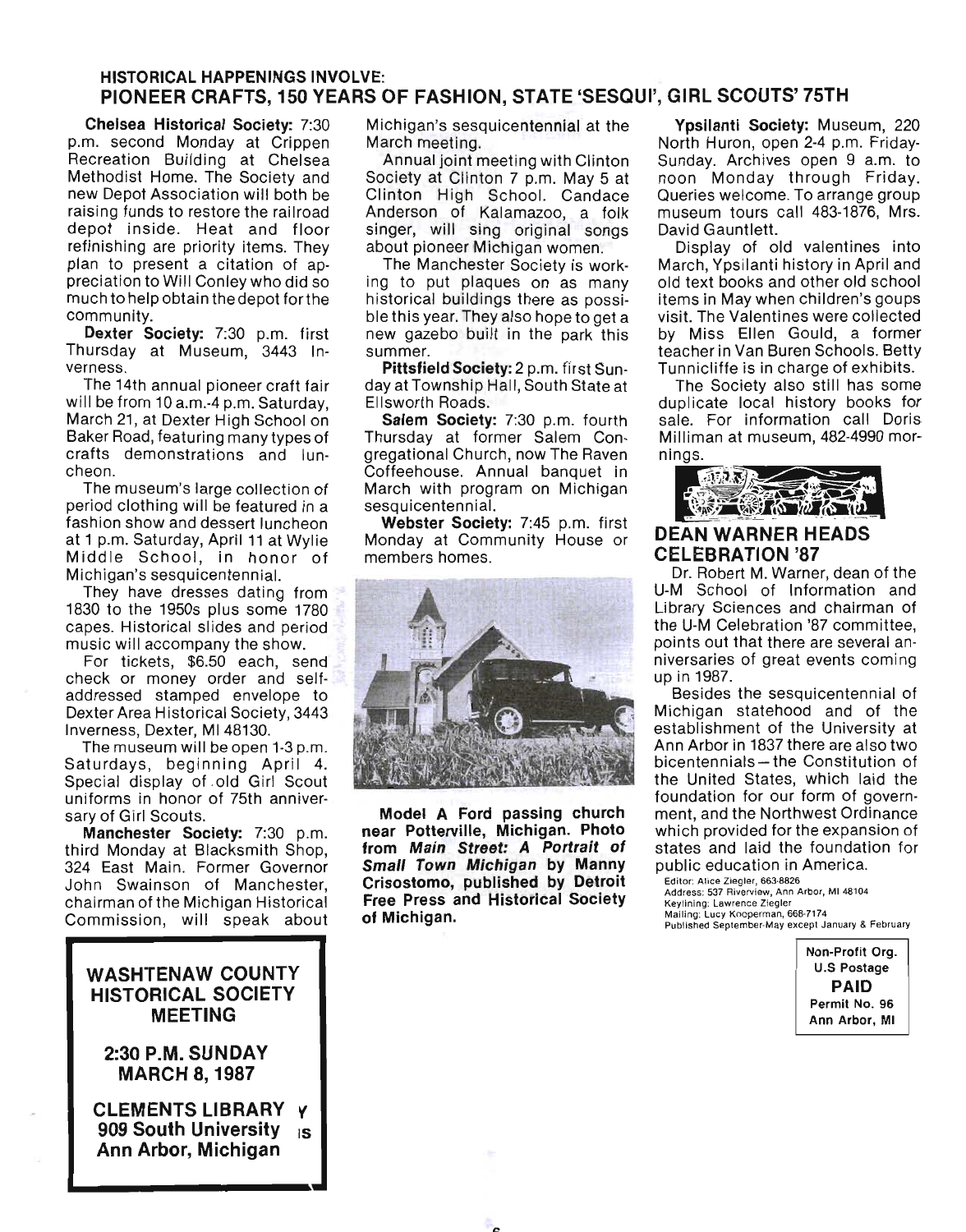## HISTORICAL HAPPENINGS INVOLVE:
## PIONEER CRAFTS, 150 YEARS OF FASHION, STATE 'SESQUI', GIRL SCOUTS' 75TH

**Chelsea Historical Society:** 7:30 p.m. second Monday at Crippen Recreation Building at Chelsea Methodist Home. The Society and new Depot Association will both be raising funds to restore the railroad depot inside. Heat and floor refinishing are priority items. They plan to present a citation of appreciation to Will Conley who did so much to help obtain the depot for the community.

**Dexter Society:** 7:30 p.m. first Thursday at Museum, 3443 Inverness.

The 14th annual pioneer craft fair will be from 10 a.m.-4 p.m. Saturday, March 21, at Dexter High School on Baker Road, featuring many types of crafts demonstrations and luncheon.

The museum's large collection of period clothing will be featured in a fashion show and dessert luncheon at 1 p.m. Saturday, April 11 at Wylie Middle School, in honor of Michigan's sesquicentennial.

They have dresses dating from 1830 to the 1950s plus some 1780 capes. Historical slides and period music will accompany the show.

For tickets, $6.50 each, send check or money order and self-addressed stamped envelope to Dexter Area Historical Society, 3443 Inverness, Dexter, MI 48130.

The museum will be open 1-3 p.m. Saturdays, beginning April 4. Special display of old Girl Scout uniforms in honor of 75th anniversary of Girl Scouts.

**Manchester Society:** 7:30 p.m. third Monday at Blacksmith Shop, 324 East Main. Former Governor John Swainson of Manchester, chairman of the Michigan Historical Commission, will speak about Michigan's sesquicentennial at the March meeting.

Annual joint meeting with Clinton Society at Clinton 7 p.m. May 5 at Clinton High School. Candace Anderson of Kalamazoo, a folk singer, will sing original songs about pioneer Michigan women.

The Manchester Society is working to put plaques on as many historical buildings there as possible this year. They also hope to get a new gazebo built in the park this summer.

**Pittsfield Society:** 2 p.m. first Sunday at Township Hall, South State at Ellsworth Roads.

**Salem Society:** 7:30 p.m. fourth Thursday at former Salem Congregational Church, now The Raven Coffeehouse. Annual banquet in March with program on Michigan sesquicentennial.

**Webster Society:** 7:45 p.m. first Monday at Community House or members homes.

**Model A Ford passing church near Potterville, Michigan. Photo from *Main Street: A Portrait of Small Town Michigan* by Manny Crisostomo, published by Detroit Free Press and Historical Society of Michigan.**

**Ypsilanti Society:** Museum, 220 North Huron, open 2-4 p.m. Friday-Sunday. Archives open 9 a.m. to noon Monday through Friday. Queries welcome. To arrange group museum tours call 483-1876, Mrs. David Gauntlett.

Display of old valentines into March, Ypsilanti history in April and old text books and other old school items in May when children's goups visit. The Valentines were collected by Miss Ellen Gould, a former teacher in Van Buren Schools. Betty Tunnicliffe is in charge of exhibits.

The Society also still has some duplicate local history books for sale. For information call Doris Milliman at museum, 482-4990 mornings.

### DEAN WARNER HEADS CELEBRATION '87

Dr. Robert M. Warner, dean of the U-M School of Information and Library Sciences and chairman of the U-M Celebration '87 committee, points out that there are several anniversaries of great events coming up in 1987.

Besides the sesquicentennial of Michigan statehood and of the establishment of the University at Ann Arbor in 1837 there are also two bicentennials—the Constitution of the United States, which laid the foundation for our form of government, and the Northwest Ordinance which provided for the expansion of states and laid the foundation for public education in America.

Editor: Alice Ziegler, 663-8826
Address: 537 Riverview, Ann Arbor, MI 48104
Keylining: Lawrence Ziegler
Mailing: Lucy Kooperman, 668-7174
Published September-May except January & February

**WASHTENAW COUNTY HISTORICAL SOCIETY MEETING**

**2:30 P.M. SUNDAY MARCH 8, 1987**

**CLEMENTS LIBRARY**
**909 South University**
**Ann Arbor, Michigan**

Non-Profit Org.
U.S Postage
**PAID**
Permit No. 96
Ann Arbor, MI